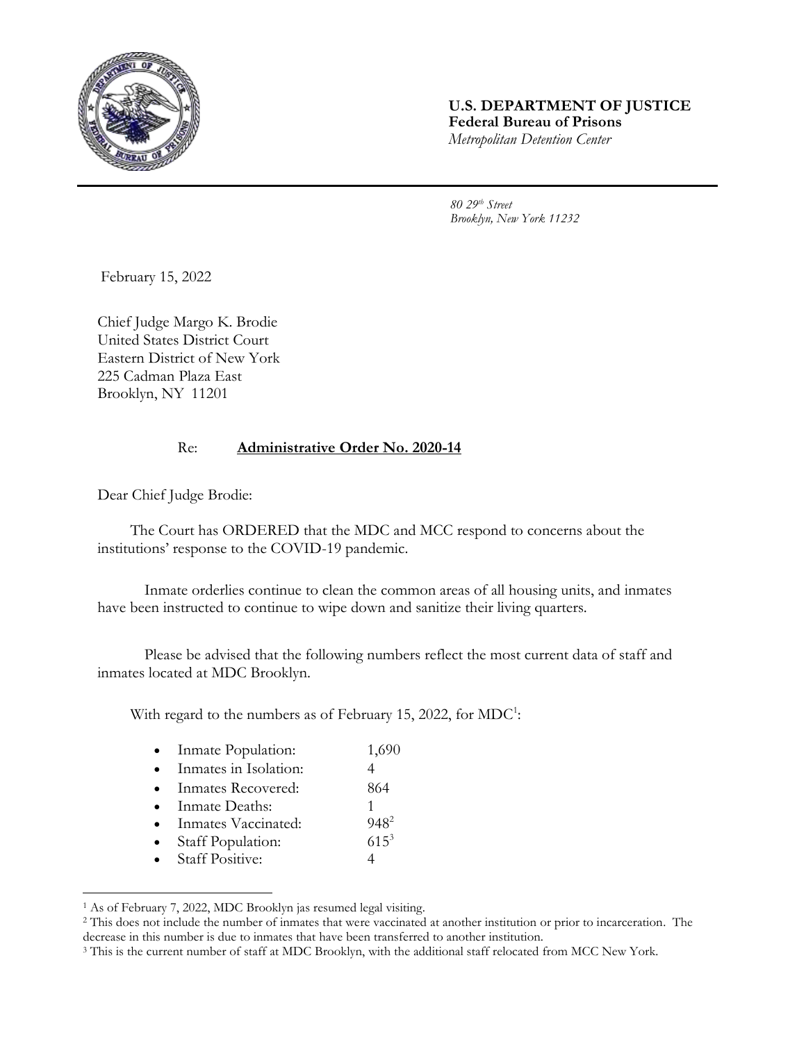**U.S. DEPARTMENT OF JUSTICE**
**Federal Bureau of Prisons**
*Metropolitan Detention Center*

*80 29th Street*
*Brooklyn, New York 11232*

February 15, 2022

Chief Judge Margo K. Brodie
United States District Court
Eastern District of New York
225 Cadman Plaza East
Brooklyn, NY 11201

Re: **Administrative Order No. 2020-14**

Dear Chief Judge Brodie:

The Court has ORDERED that the MDC and MCC respond to concerns about the institutions' response to the COVID-19 pandemic.

Inmate orderlies continue to clean the common areas of all housing units, and inmates have been instructed to continue to wipe down and sanitize their living quarters.

Please be advised that the following numbers reflect the most current data of staff and inmates located at MDC Brooklyn.

With regard to the numbers as of February 15, 2022, for MDC[1]:

- Inmate Population: 1,690
- Inmates in Isolation: 4
- Inmates Recovered: 864
- Inmate Deaths: 1
- Inmates Vaccinated: 948[2]
- Staff Population: 615[3]
- Staff Positive: 4

---

[1] As of February 7, 2022, MDC Brooklyn jas resumed legal visiting.

[2] This does not include the number of inmates that were vaccinated at another institution or prior to incarceration. The decrease in this number is due to inmates that have been transferred to another institution.

[3] This is the current number of staff at MDC Brooklyn, with the additional staff relocated from MCC New York.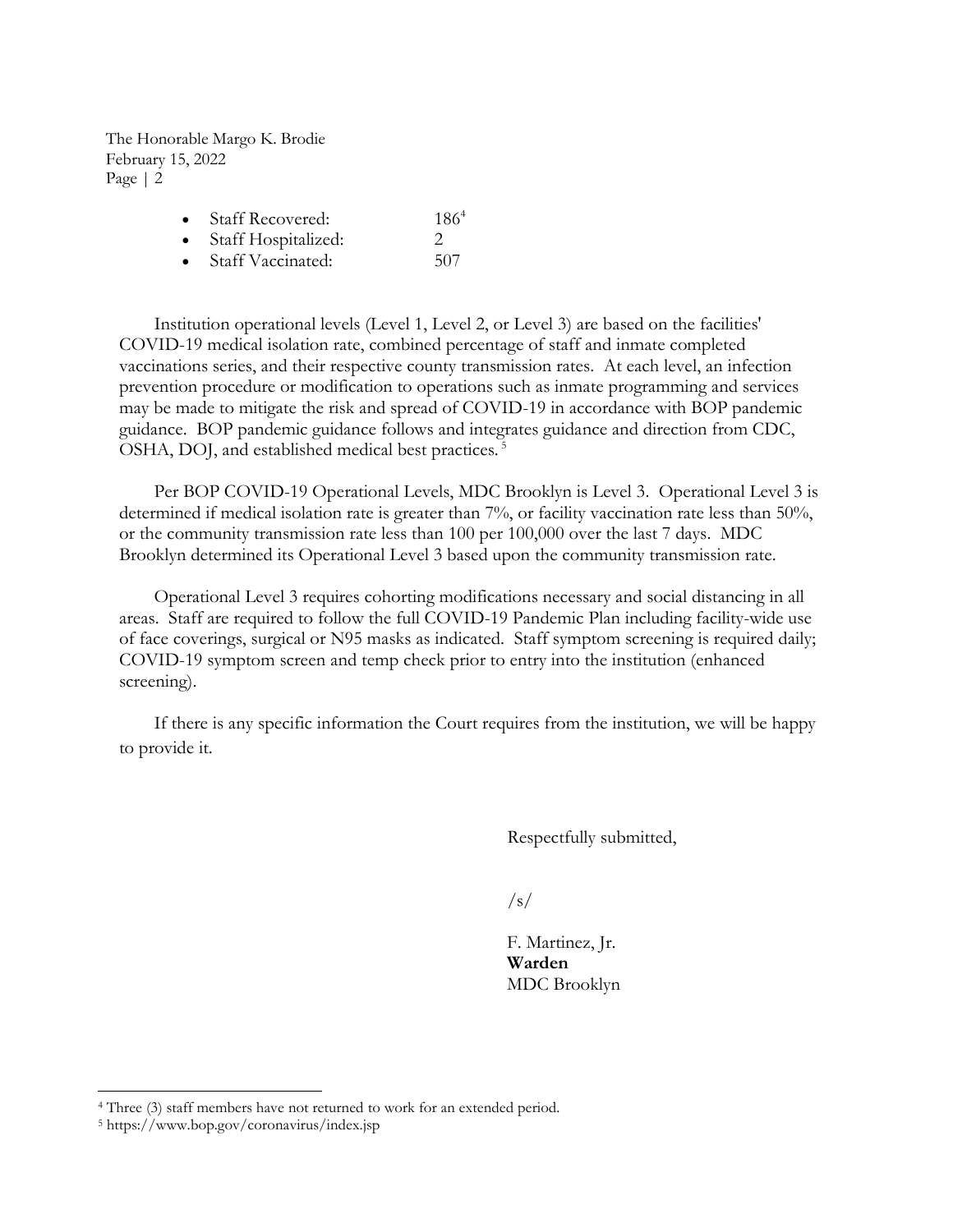- Staff Recovered: 186[4]
- Staff Hospitalized: 2
- Staff Vaccinated: 507

Institution operational levels (Level 1, Level 2, or Level 3) are based on the facilities' COVID-19 medical isolation rate, combined percentage of staff and inmate completed vaccinations series, and their respective county transmission rates. At each level, an infection prevention procedure or modification to operations such as inmate programming and services may be made to mitigate the risk and spread of COVID-19 in accordance with BOP pandemic guidance. BOP pandemic guidance follows and integrates guidance and direction from CDC, OSHA, DOJ, and established medical best practices.[5]

Per BOP COVID-19 Operational Levels, MDC Brooklyn is Level 3. Operational Level 3 is determined if medical isolation rate is greater than 7%, or facility vaccination rate less than 50%, or the community transmission rate less than 100 per 100,000 over the last 7 days. MDC Brooklyn determined its Operational Level 3 based upon the community transmission rate.

Operational Level 3 requires cohorting modifications necessary and social distancing in all areas. Staff are required to follow the full COVID-19 Pandemic Plan including facility-wide use of face coverings, surgical or N95 masks as indicated. Staff symptom screening is required daily; COVID-19 symptom screen and temp check prior to entry into the institution (enhanced screening).

If there is any specific information the Court requires from the institution, we will be happy to provide it.

Respectfully submitted,

/s/

F. Martinez, Jr.
**Warden**
MDC Brooklyn

---

[4] Three (3) staff members have not returned to work for an extended period.

[5] https://www.bop.gov/coronavirus/index.jsp